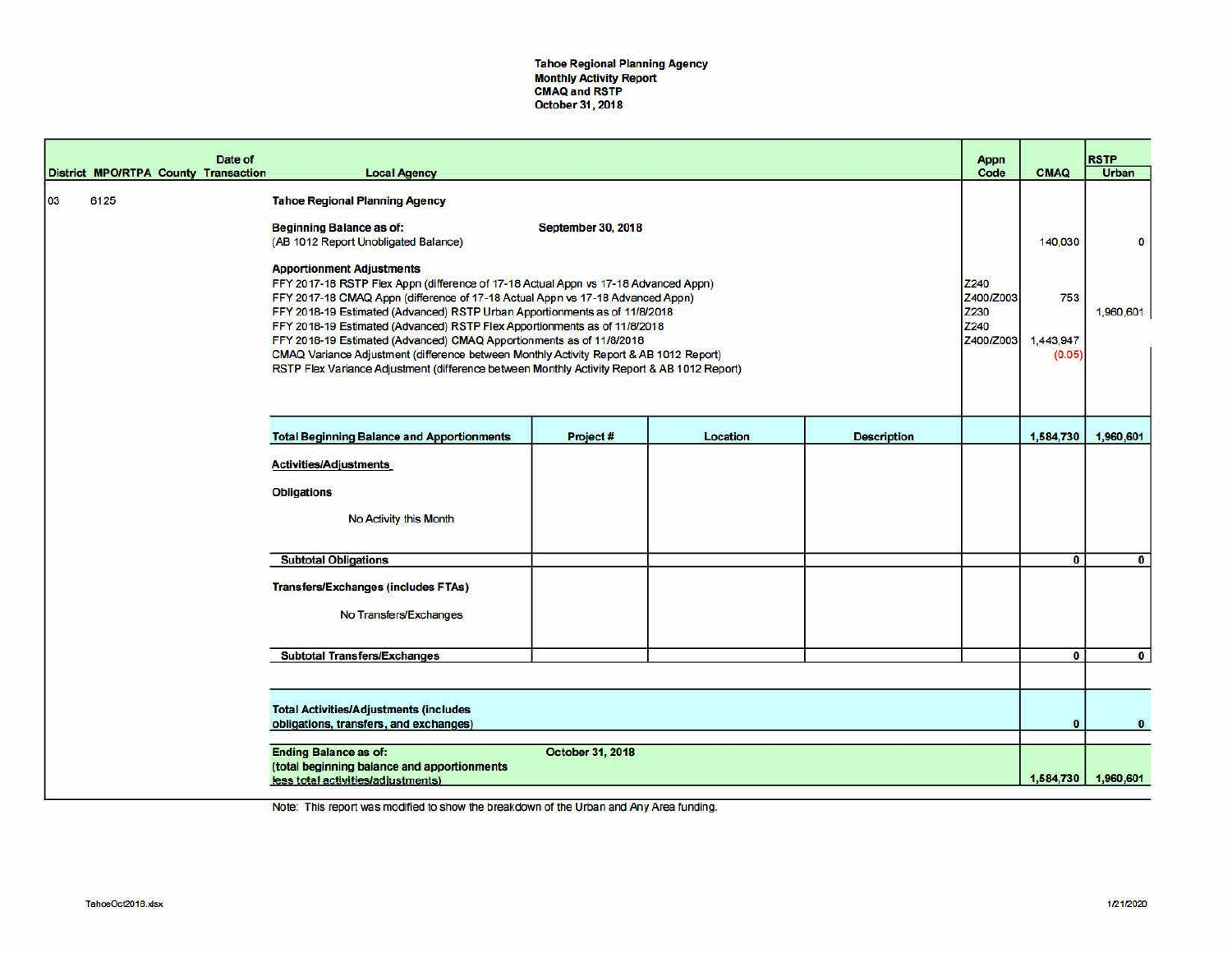**Tahoe Regional Planning Agency**
**Monthly Activity Report**
**CMAQ and RSTP**
**October 31, 2018**

| District | MPO/RTPA | County | Date of Transaction | Local Agency | Project # | Location | Description | Appn Code | CMAQ | RSTP Urban |
|---|---|---|---|---|---|---|---|---|---|---|
| 03 | 6125 | | | **Tahoe Regional Planning Agency** | | | | | | |
| | | | | **Beginning Balance as of:** September 30, 2018 (AB 1012 Report Unobligated Balance) | | | | | 140,030 | 0 |
| | | | | **Apportionment Adjustments** | | | | | | |
| | | | | FFY 2017-18 RSTP Flex Appn (difference of 17-18 Actual Appn vs 17-18 Advanced Appn) | | | | Z240 | | |
| | | | | FFY 2017-18 CMAQ Appn (difference of 17-18 Actual Appn vs 17-18 Advanced Appn) | | | | Z400/Z003 | 753 | |
| | | | | FFY 2018-19 Estimated (Advanced) RSTP Urban Apportionments as of 11/8/2018 | | | | Z230 | | 1,960,601 |
| | | | | FFY 2018-19 Estimated (Advanced) RSTP Flex Apportionments as of 11/8/2018 | | | | Z240 | | |
| | | | | FFY 2018-19 Estimated (Advanced) CMAQ Apportionments as of 11/8/2018 | | | | Z400/Z003 | 1,443,947 | |
| | | | | CMAQ Variance Adjustment (difference between Monthly Activity Report & AB 1012 Report) | | | | | (0.05) | |
| | | | | RSTP Flex Variance Adjustment (difference between Monthly Activity Report & AB 1012 Report) | | | | | | |
| | | | | **Total Beginning Balance and Apportionments** | **Project #** | **Location** | **Description** | | **1,584,730** | **1,960,601** |
| | | | | **Activities/Adjustments** | | | | | | |
| | | | | **Obligations** | | | | | | |
| | | | | No Activity this Month | | | | | | |
| | | | | **Subtotal Obligations** | | | | | **0** | **0** |
| | | | | **Transfers/Exchanges (includes FTAs)** | | | | | | |
| | | | | No Transfers/Exchanges | | | | | | |
| | | | | **Subtotal Transfers/Exchanges** | | | | | **0** | **0** |
| | | | | **Total Activities/Adjustments (includes obligations, transfers, and exchanges)** | | | | | **0** | **0** |
| | | | | **Ending Balance as of:** October 31, 2018 (total beginning balance and apportionments less total activities/adjustments) | | | | | **1,584,730** | **1,960,601** |

Note: This report was modified to show the breakdown of the Urban and Any Area funding.

TahoeOct2018.xlsx 1/21/2020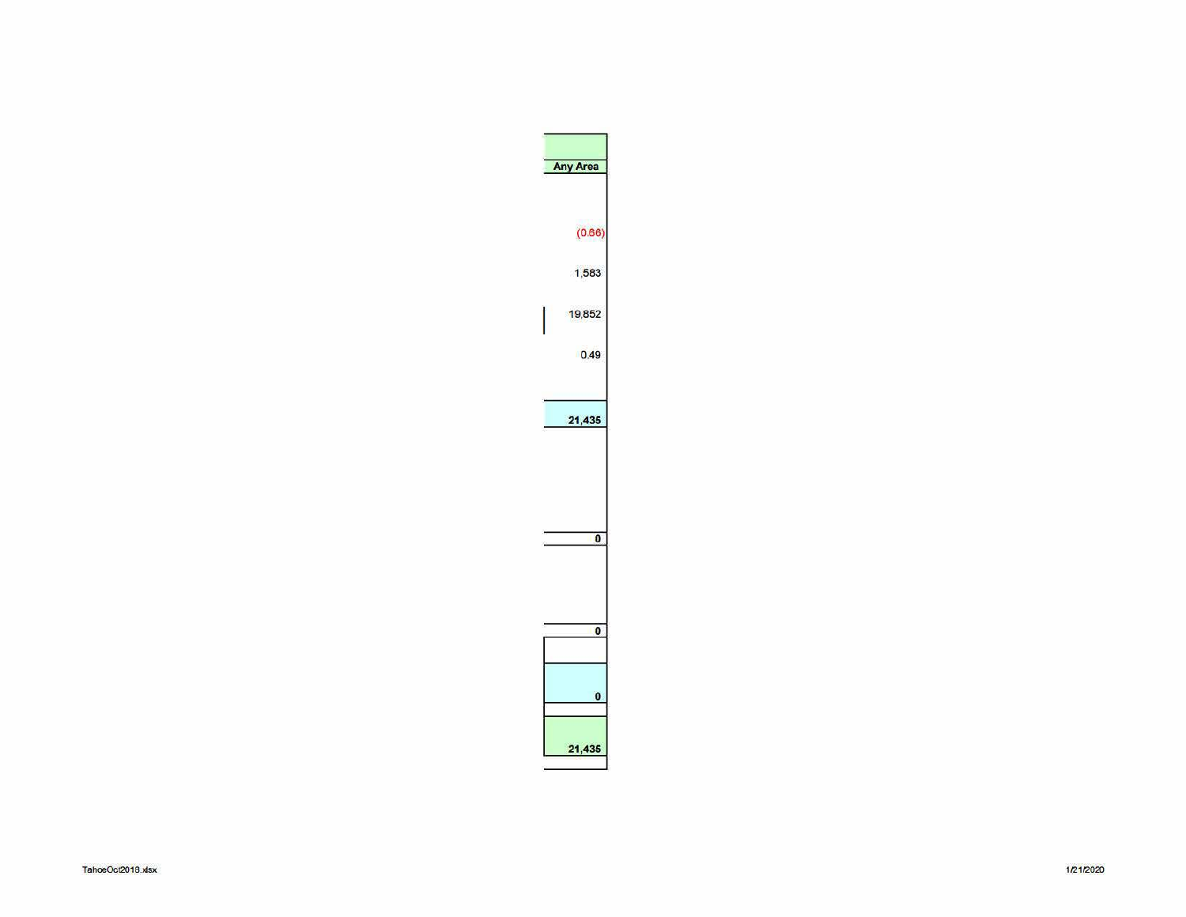| Any Area |
| --- |
| (0.66) |
| 1,583 |
| 19,852 |
| 0.49 |
| **21,435** |
| **0** |
| **0** |
| **0** |
| **21,435** |

TahoeOct2018.xlsx

1/21/2020